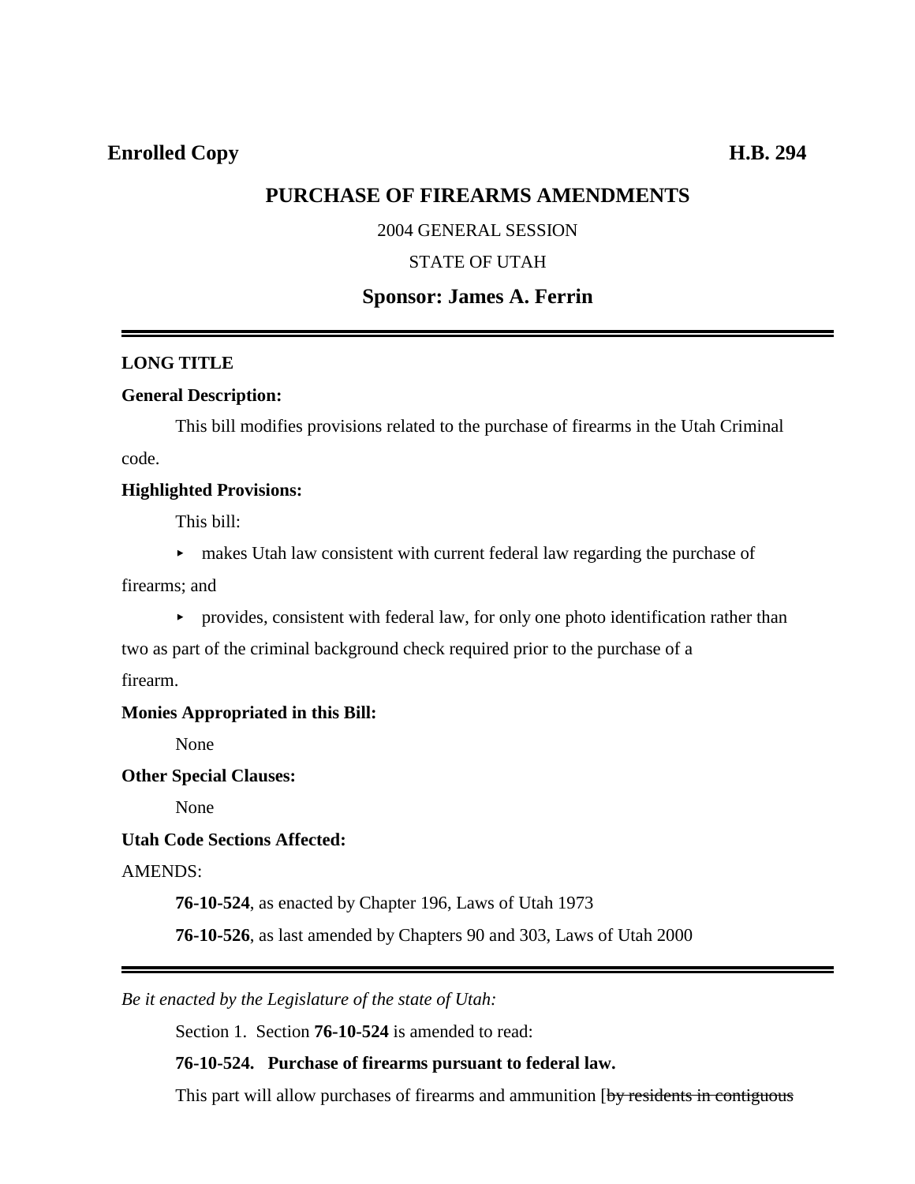**Enrolled Copy** **H.B. 294**

# PURCHASE OF FIREARMS AMENDMENTS

2004 GENERAL SESSION

STATE OF UTAH

## Sponsor: James A. Ferrin

---

**LONG TITLE**

**General Description:**

This bill modifies provisions related to the purchase of firearms in the Utah Criminal code.

**Highlighted Provisions:**

This bill:

- makes Utah law consistent with current federal law regarding the purchase of firearms; and
- provides, consistent with federal law, for only one photo identification rather than two as part of the criminal background check required prior to the purchase of a firearm.

**Monies Appropriated in this Bill:**

None

**Other Special Clauses:**

None

**Utah Code Sections Affected:**

AMENDS:

**76-10-524**, as enacted by Chapter 196, Laws of Utah 1973

**76-10-526**, as last amended by Chapters 90 and 303, Laws of Utah 2000

---

*Be it enacted by the Legislature of the state of Utah:*

Section 1. Section **76-10-524** is amended to read:

**76-10-524. Purchase of firearms pursuant to federal law.**

This part will allow purchases of firearms and ammunition [~~by residents in contiguous~~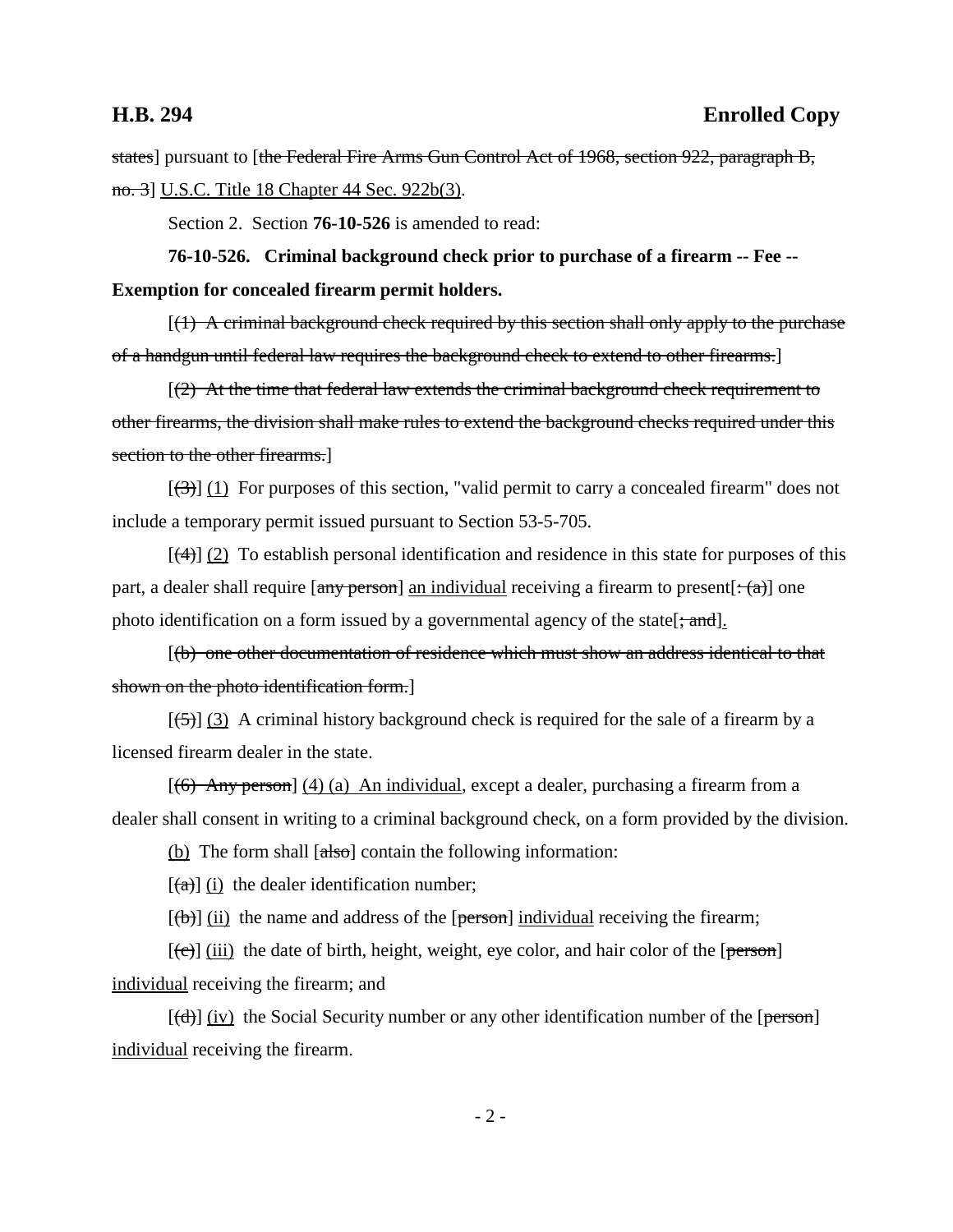~~states~~] pursuant to [~~the Federal Fire Arms Gun Control Act of 1968, section 922, paragraph B, no. 3~~] <u>U.S.C. Title 18 Chapter 44 Sec. 922b(3)</u>.

Section 2. Section **76-10-526** is amended to read:

**76-10-526. Criminal background check prior to purchase of a firearm -- Fee -- Exemption for concealed firearm permit holders.**

[~~(1) A criminal background check required by this section shall only apply to the purchase of a handgun until federal law requires the background check to extend to other firearms.~~]

[~~(2) At the time that federal law extends the criminal background check requirement to other firearms, the division shall make rules to extend the background checks required under this section to the other firearms.~~]

[~~(3)~~] <u>(1)</u> For purposes of this section, "valid permit to carry a concealed firearm" does not include a temporary permit issued pursuant to Section 53-5-705.

[~~(4)~~] <u>(2)</u> To establish personal identification and residence in this state for purposes of this part, a dealer shall require [~~any person~~] <u>an individual</u> receiving a firearm to present[~~: (a)~~] one photo identification on a form issued by a governmental agency of the state[~~; and~~]<u>.</u>

[~~(b) one other documentation of residence which must show an address identical to that shown on the photo identification form.~~]

[~~(5)~~] <u>(3)</u> A criminal history background check is required for the sale of a firearm by a licensed firearm dealer in the state.

[~~(6) Any person~~] <u>(4) (a) An individual</u>, except a dealer, purchasing a firearm from a dealer shall consent in writing to a criminal background check, on a form provided by the division.

<u>(b)</u> The form shall [~~also~~] contain the following information:

[~~(a)~~] <u>(i)</u> the dealer identification number;

[~~(b)~~] <u>(ii)</u> the name and address of the [~~person~~] <u>individual</u> receiving the firearm;

[~~(c)~~] <u>(iii)</u> the date of birth, height, weight, eye color, and hair color of the [~~person~~] <u>individual</u> receiving the firearm; and

[~~(d)~~] <u>(iv)</u> the Social Security number or any other identification number of the [~~person~~] <u>individual</u> receiving the firearm.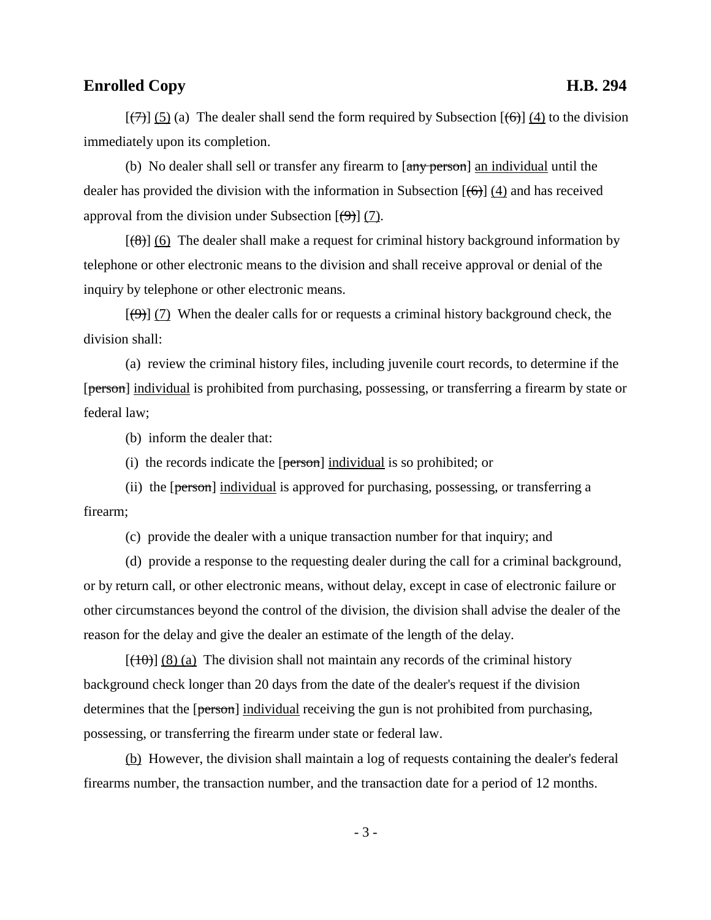[~~(7)~~] <u>(5)</u> (a) The dealer shall send the form required by Subsection [~~(6)~~] <u>(4)</u> to the division immediately upon its completion.

(b) No dealer shall sell or transfer any firearm to [~~any person~~] <u>an individual</u> until the dealer has provided the division with the information in Subsection [~~(6)~~] <u>(4)</u> and has received approval from the division under Subsection [~~(9)~~] <u>(7)</u>.

[~~(8)~~] <u>(6)</u> The dealer shall make a request for criminal history background information by telephone or other electronic means to the division and shall receive approval or denial of the inquiry by telephone or other electronic means.

[~~(9)~~] <u>(7)</u> When the dealer calls for or requests a criminal history background check, the division shall:

(a) review the criminal history files, including juvenile court records, to determine if the [~~person~~] <u>individual</u> is prohibited from purchasing, possessing, or transferring a firearm by state or federal law;

(b) inform the dealer that:

(i) the records indicate the [~~person~~] <u>individual</u> is so prohibited; or

(ii) the [~~person~~] <u>individual</u> is approved for purchasing, possessing, or transferring a firearm;

(c) provide the dealer with a unique transaction number for that inquiry; and

(d) provide a response to the requesting dealer during the call for a criminal background, or by return call, or other electronic means, without delay, except in case of electronic failure or other circumstances beyond the control of the division, the division shall advise the dealer of the reason for the delay and give the dealer an estimate of the length of the delay.

[~~(10)~~] <u>(8) (a)</u> The division shall not maintain any records of the criminal history background check longer than 20 days from the date of the dealer's request if the division determines that the [~~person~~] <u>individual</u> receiving the gun is not prohibited from purchasing, possessing, or transferring the firearm under state or federal law.

<u>(b)</u> However, the division shall maintain a log of requests containing the dealer's federal firearms number, the transaction number, and the transaction date for a period of 12 months.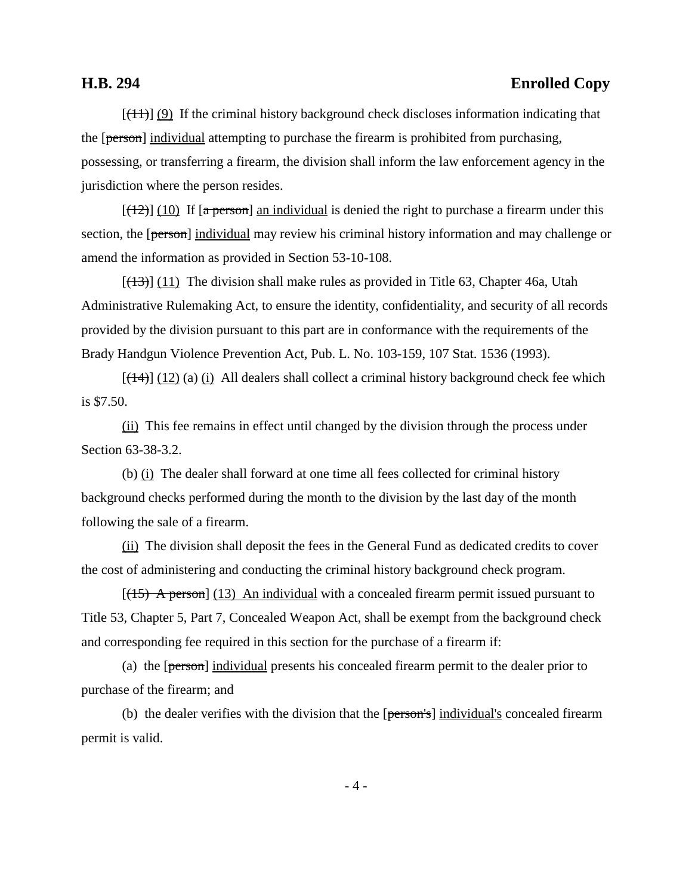[~~(11)~~] <u>(9)</u> If the criminal history background check discloses information indicating that the [~~person~~] <u>individual</u> attempting to purchase the firearm is prohibited from purchasing, possessing, or transferring a firearm, the division shall inform the law enforcement agency in the jurisdiction where the person resides.

[~~(12)~~] <u>(10)</u> If [~~a person~~] <u>an individual</u> is denied the right to purchase a firearm under this section, the [~~person~~] <u>individual</u> may review his criminal history information and may challenge or amend the information as provided in Section 53-10-108.

[~~(13)~~] <u>(11)</u> The division shall make rules as provided in Title 63, Chapter 46a, Utah Administrative Rulemaking Act, to ensure the identity, confidentiality, and security of all records provided by the division pursuant to this part are in conformance with the requirements of the Brady Handgun Violence Prevention Act, Pub. L. No. 103-159, 107 Stat. 1536 (1993).

[~~(14)~~] <u>(12)</u> (a) <u>(i)</u> All dealers shall collect a criminal history background check fee which is $7.50.

<u>(ii)</u> This fee remains in effect until changed by the division through the process under Section 63-38-3.2.

(b) <u>(i)</u> The dealer shall forward at one time all fees collected for criminal history background checks performed during the month to the division by the last day of the month following the sale of a firearm.

<u>(ii)</u> The division shall deposit the fees in the General Fund as dedicated credits to cover the cost of administering and conducting the criminal history background check program.

[~~(15) A person~~] <u>(13) An individual</u> with a concealed firearm permit issued pursuant to Title 53, Chapter 5, Part 7, Concealed Weapon Act, shall be exempt from the background check and corresponding fee required in this section for the purchase of a firearm if:

(a) the [~~person~~] <u>individual</u> presents his concealed firearm permit to the dealer prior to purchase of the firearm; and

(b) the dealer verifies with the division that the [~~person's~~] <u>individual's</u> concealed firearm permit is valid.